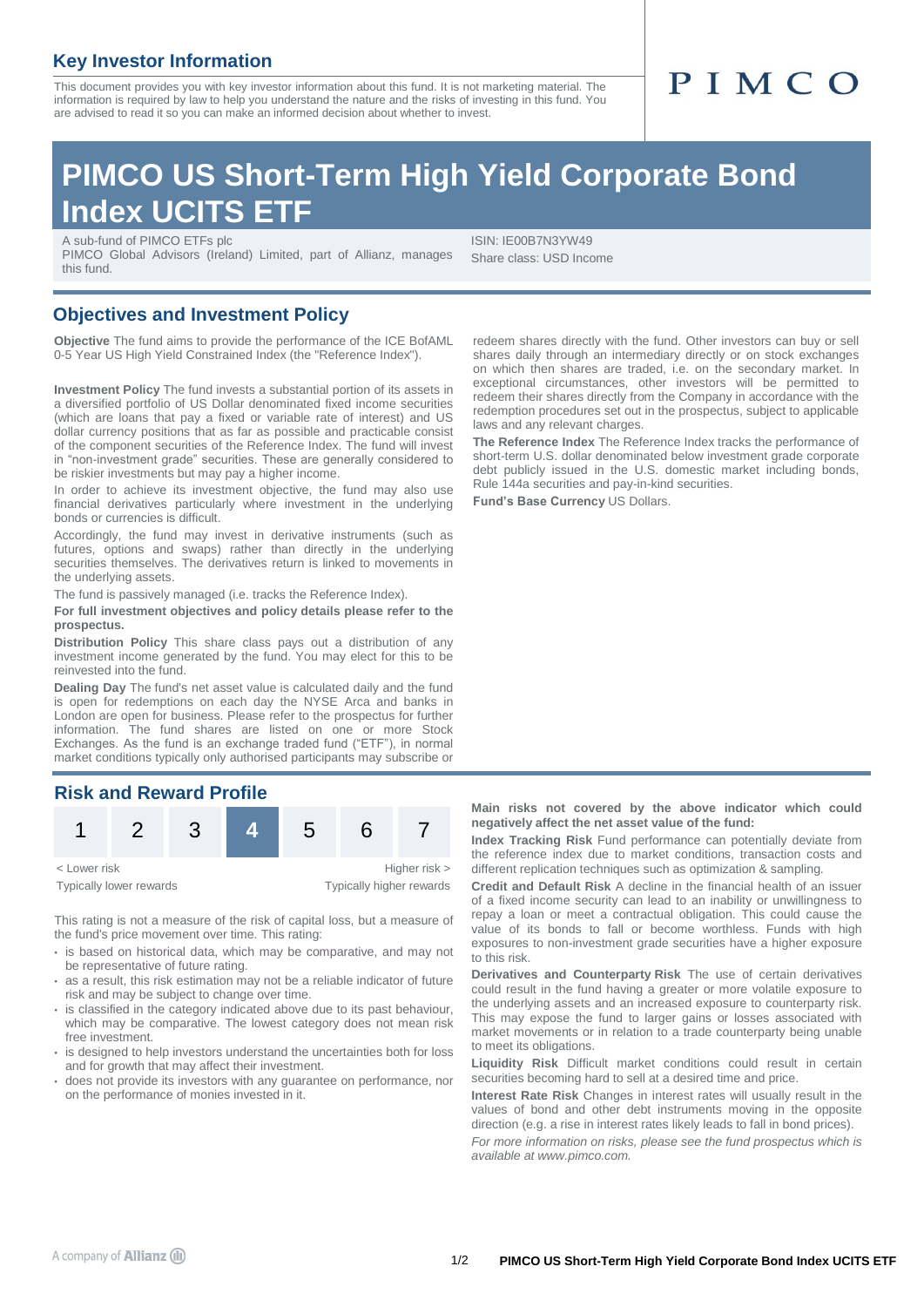## Key Investor Information

This document provides you with key investor information about this fund. It is not marketing material. The information is required by law to help you understand the nature and the risks of investing in this fund. You are advised to read it so you can make an informed decision about whether to invest.

PIMCO

# PIMCO US Short-Term High Yield Corporate Bond Index UCITS ETF

A sub-fund of PIMCO ETFs plc
PIMCO Global Advisors (Ireland) Limited, part of Allianz, manages this fund.

ISIN: IE00B7N3YW49
Share class: USD Income

## Objectives and Investment Policy

**Objective** The fund aims to provide the performance of the ICE BofAML 0-5 Year US High Yield Constrained Index (the "Reference Index").

**Investment Policy** The fund invests a substantial portion of its assets in a diversified portfolio of US Dollar denominated fixed income securities (which are loans that pay a fixed or variable rate of interest) and US dollar currency positions that as far as possible and practicable consist of the component securities of the Reference Index. The fund will invest in "non-investment grade" securities. These are generally considered to be riskier investments but may pay a higher income.

In order to achieve its investment objective, the fund may also use financial derivatives particularly where investment in the underlying bonds or currencies is difficult.

Accordingly, the fund may invest in derivative instruments (such as futures, options and swaps) rather than directly in the underlying securities themselves. The derivatives return is linked to movements in the underlying assets.

The fund is passively managed (i.e. tracks the Reference Index).

**For full investment objectives and policy details please refer to the prospectus.**

**Distribution Policy** This share class pays out a distribution of any investment income generated by the fund. You may elect for this to be reinvested into the fund.

**Dealing Day** The fund's net asset value is calculated daily and the fund is open for redemptions on each day the NYSE Arca and banks in London are open for business. Please refer to the prospectus for further information. The fund shares are listed on one or more Stock Exchanges. As the fund is an exchange traded fund ("ETF"), in normal market conditions typically only authorised participants may subscribe or redeem shares directly with the fund. Other investors can buy or sell shares daily through an intermediary directly or on stock exchanges on which then shares are traded, i.e. on the secondary market. In exceptional circumstances, other investors will be permitted to redeem their shares directly from the Company in accordance with the redemption procedures set out in the prospectus, subject to applicable laws and any relevant charges.

**The Reference Index** The Reference Index tracks the performance of short-term U.S. dollar denominated below investment grade corporate debt publicly issued in the U.S. domestic market including bonds, Rule 144a securities and pay-in-kind securities.

**Fund's Base Currency** US Dollars.

## Risk and Reward Profile

| 1 | 2 | 3 | **4** | 5 | 6 | 7 |
|---|---|---|---|---|---|---|

< Lower risk — Higher risk >
Typically lower rewards — Typically higher rewards

This rating is not a measure of the risk of capital loss, but a measure of the fund's price movement over time. This rating:

- is based on historical data, which may be comparative, and may not be representative of future rating.
- as a result, this risk estimation may not be a reliable indicator of future risk and may be subject to change over time.
- is classified in the category indicated above due to its past behaviour, which may be comparative. The lowest category does not mean risk free investment.
- is designed to help investors understand the uncertainties both for loss and for growth that may affect their investment.
- does not provide its investors with any guarantee on performance, nor on the performance of monies invested in it.

**Main risks not covered by the above indicator which could negatively affect the net asset value of the fund:**

**Index Tracking Risk** Fund performance can potentially deviate from the reference index due to market conditions, transaction costs and different replication techniques such as optimization & sampling.

**Credit and Default Risk** A decline in the financial health of an issuer of a fixed income security can lead to an inability or unwillingness to repay a loan or meet a contractual obligation. This could cause the value of its bonds to fall or become worthless. Funds with high exposures to non-investment grade securities have a higher exposure to this risk.

**Derivatives and Counterparty Risk** The use of certain derivatives could result in the fund having a greater or more volatile exposure to the underlying assets and an increased exposure to counterparty risk. This may expose the fund to larger gains or losses associated with market movements or in relation to a trade counterparty being unable to meet its obligations.

**Liquidity Risk** Difficult market conditions could result in certain securities becoming hard to sell at a desired time and price.

**Interest Rate Risk** Changes in interest rates will usually result in the values of bond and other debt instruments moving in the opposite direction (e.g. a rise in interest rates likely leads to fall in bond prices).

*For more information on risks, please see the fund prospectus which is available at www.pimco.com.*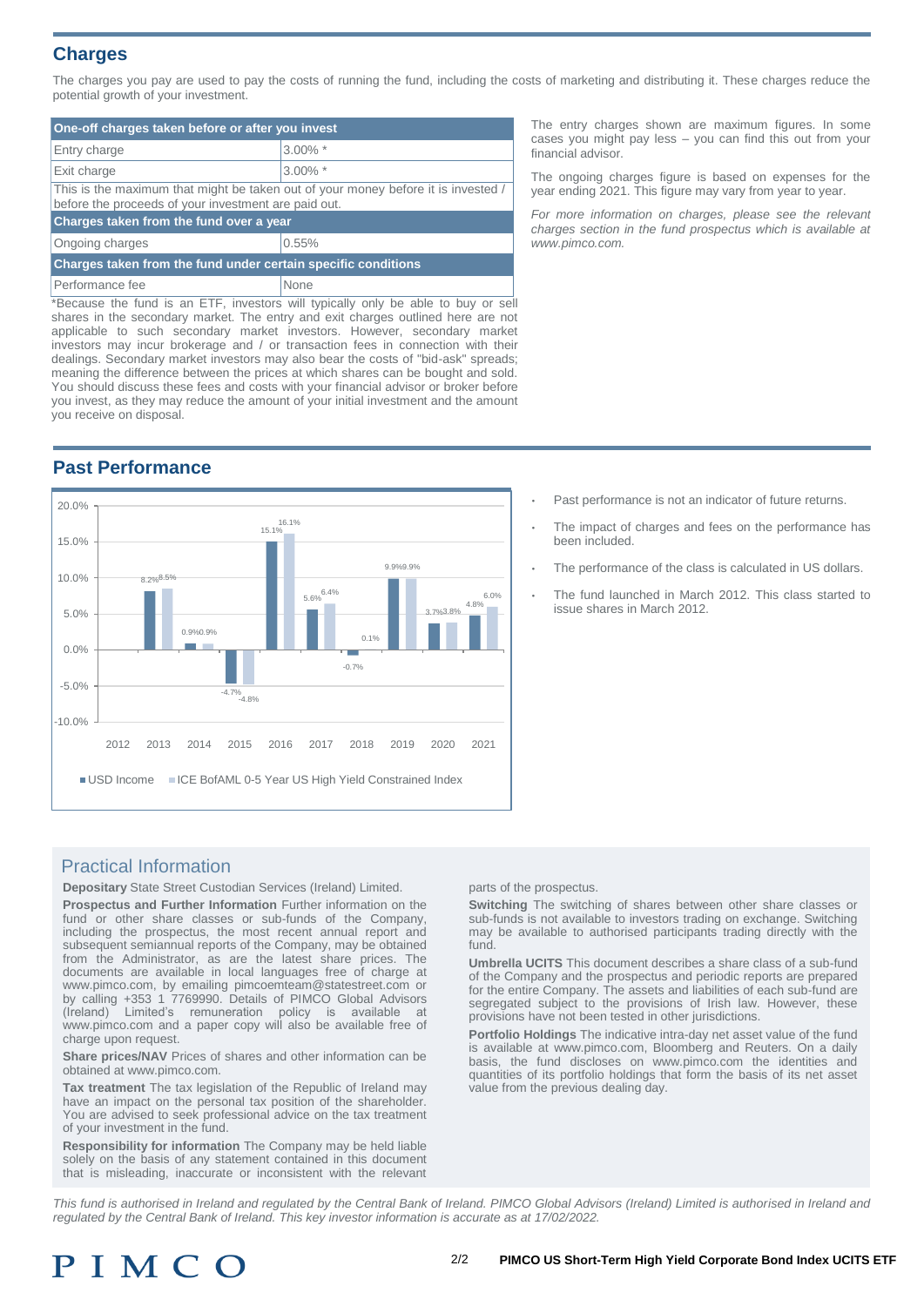## Charges

The charges you pay are used to pay the costs of running the fund, including the costs of marketing and distributing it. These charges reduce the potential growth of your investment.

| One-off charges taken before or after you invest | |
|---|---|
| Entry charge | 3.00% * |
| Exit charge | 3.00% * |
| This is the maximum that might be taken out of your money before it is invested / before the proceeds of your investment are paid out. | |
| **Charges taken from the fund over a year** | |
| Ongoing charges | 0.55% |
| **Charges taken from the fund under certain specific conditions** | |
| Performance fee | None |

*Because the fund is an ETF, investors will typically only be able to buy or sell shares in the secondary market. The entry and exit charges outlined here are not applicable to such secondary market investors. However, secondary market investors may incur brokerage and / or transaction fees in connection with their dealings. Secondary market investors may also bear the costs of "bid-ask" spreads; meaning the difference between the prices at which shares can be bought and sold. You should discuss these fees and costs with your financial advisor or broker before you invest, as they may reduce the amount of your initial investment and the amount you receive on disposal.

The entry charges shown are maximum figures. In some cases you might pay less – you can find this out from your financial advisor.

The ongoing charges figure is based on expenses for the year ending 2021. This figure may vary from year to year.

*For more information on charges, please see the relevant charges section in the fund prospectus which is available at www.pimco.com.*

## Past Performance

20.0%
15.0%
10.0%
5.0%
0.0%
-5.0%
-10.0%

2012 2013 2014 2015 2016 2017 2018 2019 2020 2021

8.2% 8.5%
0.9% 0.9%
-4.7% -4.8%
15.1% 16.1%
5.6% 6.4%
-0.7% 0.1%
9.9% 9.9%
3.7% 3.8%
4.8% 6.0%

USD Income
ICE BofAML 0-5 Year US High Yield Constrained Index

- Past performance is not an indicator of future returns.
- The impact of charges and fees on the performance has been included.
- The performance of the class is calculated in US dollars.
- The fund launched in March 2012. This class started to issue shares in March 2012.

## Practical Information

**Depositary** State Street Custodian Services (Ireland) Limited.

**Prospectus and Further Information** Further information on the fund or other share classes or sub-funds of the Company, including the prospectus, the most recent annual report and subsequent semiannual reports of the Company, may be obtained from the Administrator, as are the latest share prices. The documents are available in local languages free of charge at www.pimco.com, by emailing pimcoemteam@statestreet.com or by calling +353 1 7769990. Details of PIMCO Global Advisors (Ireland) Limited's remuneration policy is available at www.pimco.com and a paper copy will also be available free of charge upon request.

**Share prices/NAV** Prices of shares and other information can be obtained at www.pimco.com.

**Tax treatment** The tax legislation of the Republic of Ireland may have an impact on the personal tax position of the shareholder. You are advised to seek professional advice on the tax treatment of your investment in the fund.

**Responsibility for information** The Company may be held liable solely on the basis of any statement contained in this document that is misleading, inaccurate or inconsistent with the relevant parts of the prospectus.

**Switching** The switching of shares between other share classes or sub-funds is not available to investors trading on exchange. Switching may be available to authorised participants trading directly with the fund.

**Umbrella UCITS** This document describes a share class of a sub-fund of the Company and the prospectus and periodic reports are prepared for the entire Company. The assets and liabilities of each sub-fund are segregated subject to the provisions of Irish law. However, these provisions have not been tested in other jurisdictions.

**Portfolio Holdings** The indicative intra-day net asset value of the fund is available at www.pimco.com, Bloomberg and Reuters. On a daily basis, the fund discloses on www.pimco.com the identities and quantities of its portfolio holdings that form the basis of its net asset value from the previous dealing day.

*This fund is authorised in Ireland and regulated by the Central Bank of Ireland. PIMCO Global Advisors (Ireland) Limited is authorised in Ireland and regulated by the Central Bank of Ireland. This key investor information is accurate as at 17/02/2022.*